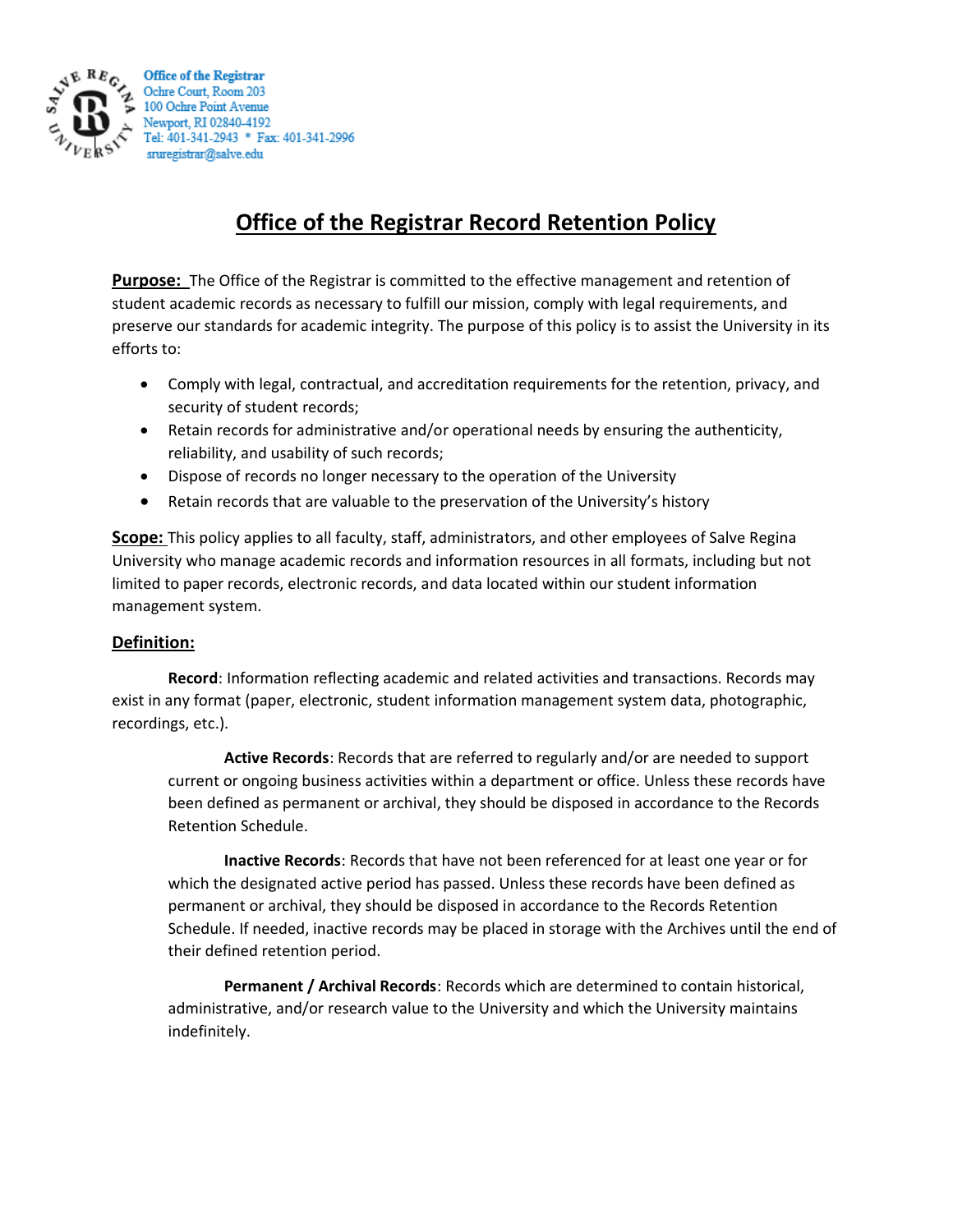Office of the Registrar
Ochre Court, Room 203
100 Ochre Point Avenue
Newport, RI 02840-4192
Tel: 401-341-2943 * Fax: 401-341-2996
sruregistrar@salve.edu

# Office of the Registrar Record Retention Policy

**Purpose:** The Office of the Registrar is committed to the effective management and retention of student academic records as necessary to fulfill our mission, comply with legal requirements, and preserve our standards for academic integrity. The purpose of this policy is to assist the University in its efforts to:

- Comply with legal, contractual, and accreditation requirements for the retention, privacy, and security of student records;
- Retain records for administrative and/or operational needs by ensuring the authenticity, reliability, and usability of such records;
- Dispose of records no longer necessary to the operation of the University
- Retain records that are valuable to the preservation of the University's history

**Scope:** This policy applies to all faculty, staff, administrators, and other employees of Salve Regina University who manage academic records and information resources in all formats, including but not limited to paper records, electronic records, and data located within our student information management system.

**Definition:**

**Record**: Information reflecting academic and related activities and transactions. Records may exist in any format (paper, electronic, student information management system data, photographic, recordings, etc.).

**Active Records**: Records that are referred to regularly and/or are needed to support current or ongoing business activities within a department or office. Unless these records have been defined as permanent or archival, they should be disposed in accordance to the Records Retention Schedule.

**Inactive Records**: Records that have not been referenced for at least one year or for which the designated active period has passed. Unless these records have been defined as permanent or archival, they should be disposed in accordance to the Records Retention Schedule. If needed, inactive records may be placed in storage with the Archives until the end of their defined retention period.

**Permanent / Archival Records**: Records which are determined to contain historical, administrative, and/or research value to the University and which the University maintains indefinitely.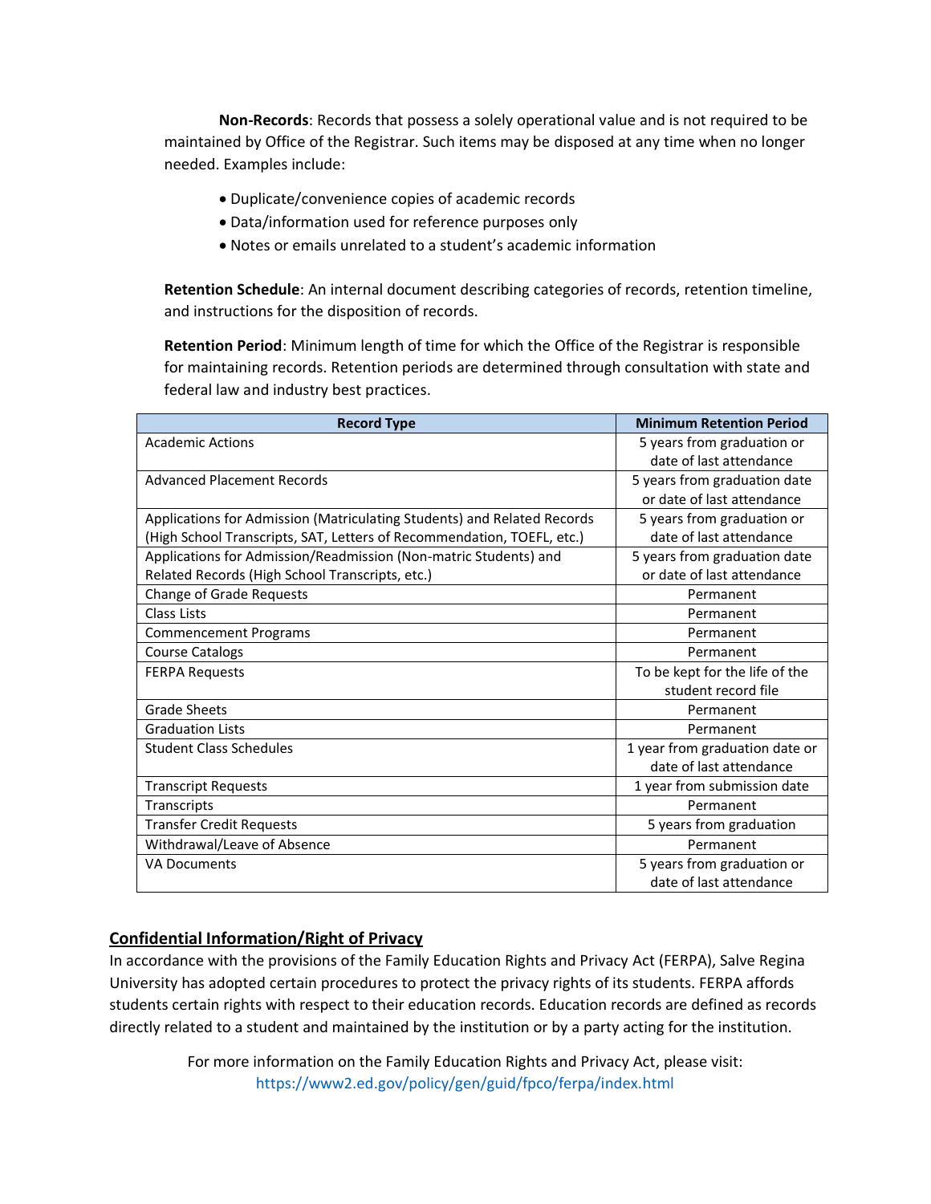**Non-Records**: Records that possess a solely operational value and is not required to be maintained by Office of the Registrar. Such items may be disposed at any time when no longer needed. Examples include:

- Duplicate/convenience copies of academic records
- Data/information used for reference purposes only
- Notes or emails unrelated to a student's academic information

**Retention Schedule**: An internal document describing categories of records, retention timeline, and instructions for the disposition of records.

**Retention Period**: Minimum length of time for which the Office of the Registrar is responsible for maintaining records. Retention periods are determined through consultation with state and federal law and industry best practices.

| Record Type | Minimum Retention Period |
|---|---|
| Academic Actions | 5 years from graduation or date of last attendance |
| Advanced Placement Records | 5 years from graduation date or date of last attendance |
| Applications for Admission (Matriculating Students) and Related Records (High School Transcripts, SAT, Letters of Recommendation, TOEFL, etc.) | 5 years from graduation or date of last attendance |
| Applications for Admission/Readmission (Non-matric Students) and Related Records (High School Transcripts, etc.) | 5 years from graduation date or date of last attendance |
| Change of Grade Requests | Permanent |
| Class Lists | Permanent |
| Commencement Programs | Permanent |
| Course Catalogs | Permanent |
| FERPA Requests | To be kept for the life of the student record file |
| Grade Sheets | Permanent |
| Graduation Lists | Permanent |
| Student Class Schedules | 1 year from graduation date or date of last attendance |
| Transcript Requests | 1 year from submission date |
| Transcripts | Permanent |
| Transfer Credit Requests | 5 years from graduation |
| Withdrawal/Leave of Absence | Permanent |
| VA Documents | 5 years from graduation or date of last attendance |

## Confidential Information/Right of Privacy

In accordance with the provisions of the Family Education Rights and Privacy Act (FERPA), Salve Regina University has adopted certain procedures to protect the privacy rights of its students. FERPA affords students certain rights with respect to their education records. Education records are defined as records directly related to a student and maintained by the institution or by a party acting for the institution.

For more information on the Family Education Rights and Privacy Act, please visit: https://www2.ed.gov/policy/gen/guid/fpco/ferpa/index.html